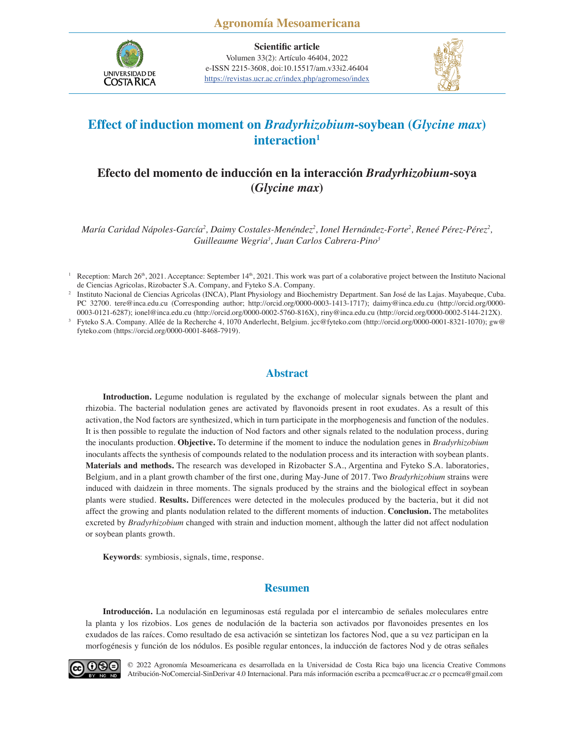**Scientific article**

Volumen 33(2): Artículo 46404, 2022
e-ISSN 2215-3608, doi:10.15517/am.v33i2.46404
https://revistas.ucr.ac.cr/index.php/agromeso/index

# Effect of induction moment on *Bradyrhizobium*-soybean (*Glycine max*) interaction[1]

## Efecto del momento de inducción en la interacción *Bradyrhizobium*-soya (*Glycine max*)

*María Caridad Nápoles-García[2], Daimy Costales-Menéndez[2], Ionel Hernández-Forte[2], Reneé Pérez-Pérez[2], Guilleaume Wegria[3], Juan Carlos Cabrera-Pino[3]*

[1] Reception: March 26th, 2021. Acceptance: September 14th, 2021. This work was part of a colaborative project between the Instituto Nacional de Ciencias Agricolas, Rizobacter S.A. Company, and Fyteko S.A. Company.

[2] Instituto Nacional de Ciencias Agricolas (INCA), Plant Physiology and Biochemistry Department. San José de las Lajas. Mayabeque, Cuba. PC 32700. tere@inca.edu.cu (Corresponding author; http://orcid.org/0000-0003-1413-1717); daimy@inca.edu.cu (http://orcid.org/0000-0003-0121-6287); ionel@inca.edu.cu (http://orcid.org/0000-0002-5760-816X), riny@inca.edu.cu (http://orcid.org/0000-0002-5144-212X).

[3] Fyteko S.A. Company. Allée de la Recherche 4, 1070 Anderlecht, Belgium. jcc@fyteko.com (http://orcid.org/0000-0001-8321-1070); gw@fyteko.com (https://orcid.org/0000-0001-8468-7919).

## Abstract

**Introduction.** Legume nodulation is regulated by the exchange of molecular signals between the plant and rhizobia. The bacterial nodulation genes are activated by flavonoids present in root exudates. As a result of this activation, the Nod factors are synthesized, which in turn participate in the morphogenesis and function of the nodules. It is then possible to regulate the induction of Nod factors and other signals related to the nodulation process, during the inoculants production. **Objective.** To determine if the moment to induce the nodulation genes in *Bradyrhizobium* inoculants affects the synthesis of compounds related to the nodulation process and its interaction with soybean plants. **Materials and methods.** The research was developed in Rizobacter S.A., Argentina and Fyteko S.A. laboratories, Belgium, and in a plant growth chamber of the first one, during May-June of 2017. Two *Bradyrhizobium* strains were induced with daidzein in three moments. The signals produced by the strains and the biological effect in soybean plants were studied. **Results.** Differences were detected in the molecules produced by the bacteria, but it did not affect the growing and plants nodulation related to the different moments of induction. **Conclusion.** The metabolites excreted by *Bradyrhizobium* changed with strain and induction moment, although the latter did not affect nodulation or soybean plants growth.

**Keywords**: symbiosis, signals, time, response.

## Resumen

**Introducción.** La nodulación en leguminosas está regulada por el intercambio de señales moleculares entre la planta y los rizobios. Los genes de nodulación de la bacteria son activados por flavonoides presentes en los exudados de las raíces. Como resultado de esa activación se sintetizan los factores Nod, que a su vez participan en la morfogénesis y función de los nódulos. Es posible regular entonces, la inducción de factores Nod y de otras señales

© 2022 Agronomía Mesoamericana es desarrollada en la Universidad de Costa Rica bajo una licencia Creative Commons Atribución-NoComercial-SinDerivar 4.0 Internacional. Para más información escriba a pccmca@ucr.ac.cr o pccmca@gmail.com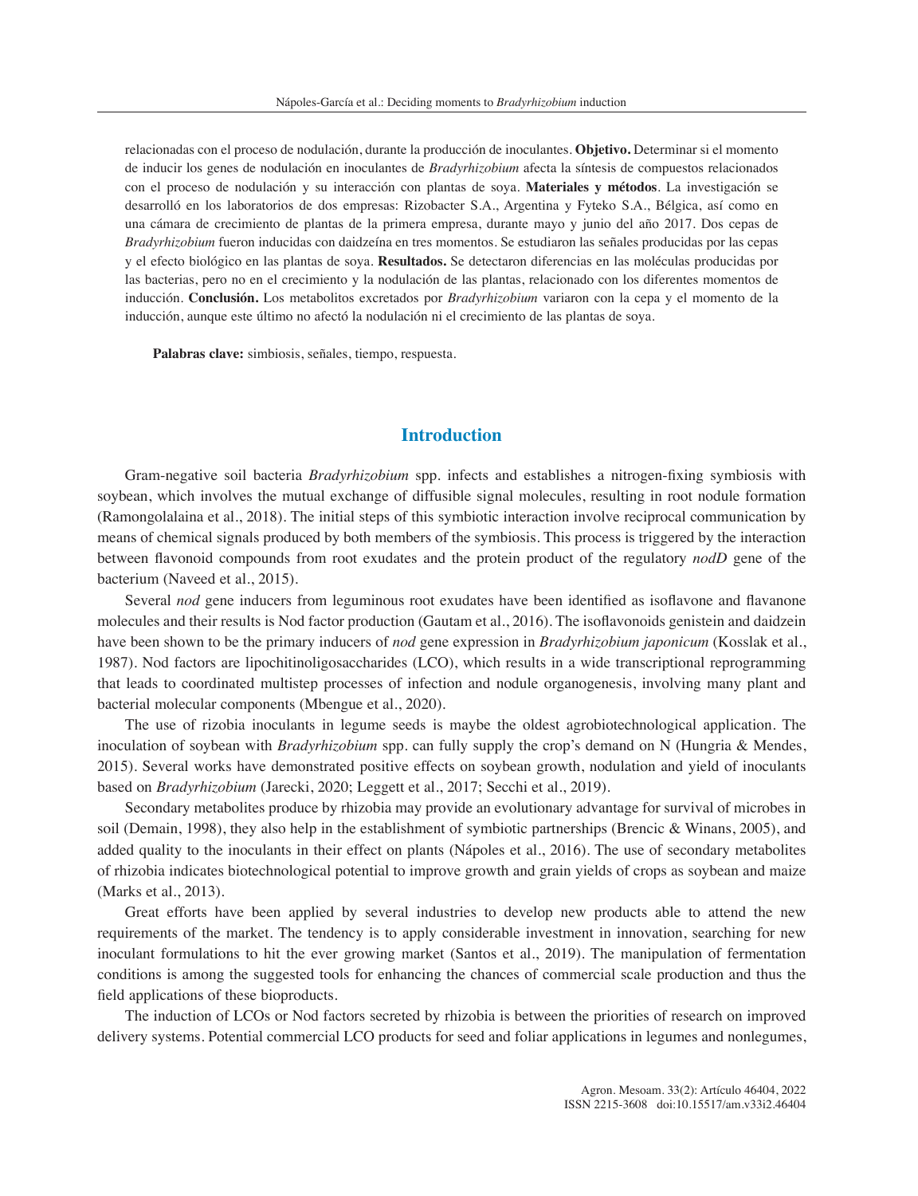relacionadas con el proceso de nodulación, durante la producción de inoculantes. **Objetivo.** Determinar si el momento de inducir los genes de nodulación en inoculantes de *Bradyrhizobium* afecta la síntesis de compuestos relacionados con el proceso de nodulación y su interacción con plantas de soya. **Materiales y métodos**. La investigación se desarrolló en los laboratorios de dos empresas: Rizobacter S.A., Argentina y Fyteko S.A., Bélgica, así como en una cámara de crecimiento de plantas de la primera empresa, durante mayo y junio del año 2017. Dos cepas de *Bradyrhizobium* fueron inducidas con daidzeína en tres momentos. Se estudiaron las señales producidas por las cepas y el efecto biológico en las plantas de soya. **Resultados.** Se detectaron diferencias en las moléculas producidas por las bacterias, pero no en el crecimiento y la nodulación de las plantas, relacionado con los diferentes momentos de inducción. **Conclusión.** Los metabolitos excretados por *Bradyrhizobium* variaron con la cepa y el momento de la inducción, aunque este último no afectó la nodulación ni el crecimiento de las plantas de soya.

**Palabras clave:** simbiosis, señales, tiempo, respuesta.

## Introduction

Gram-negative soil bacteria *Bradyrhizobium* spp. infects and establishes a nitrogen-fixing symbiosis with soybean, which involves the mutual exchange of diffusible signal molecules, resulting in root nodule formation (Ramongolalaina et al., 2018). The initial steps of this symbiotic interaction involve reciprocal communication by means of chemical signals produced by both members of the symbiosis. This process is triggered by the interaction between flavonoid compounds from root exudates and the protein product of the regulatory *nodD* gene of the bacterium (Naveed et al., 2015).

Several *nod* gene inducers from leguminous root exudates have been identified as isoflavone and flavanone molecules and their results is Nod factor production (Gautam et al., 2016). The isoflavonoids genistein and daidzein have been shown to be the primary inducers of *nod* gene expression in *Bradyrhizobium japonicum* (Kosslak et al., 1987). Nod factors are lipochitinoligosaccharides (LCO), which results in a wide transcriptional reprogramming that leads to coordinated multistep processes of infection and nodule organogenesis, involving many plant and bacterial molecular components (Mbengue et al., 2020).

The use of rizobia inoculants in legume seeds is maybe the oldest agrobiotechnological application. The inoculation of soybean with *Bradyrhizobium* spp. can fully supply the crop's demand on N (Hungria & Mendes, 2015). Several works have demonstrated positive effects on soybean growth, nodulation and yield of inoculants based on *Bradyrhizobium* (Jarecki, 2020; Leggett et al., 2017; Secchi et al., 2019).

Secondary metabolites produce by rhizobia may provide an evolutionary advantage for survival of microbes in soil (Demain, 1998), they also help in the establishment of symbiotic partnerships (Brencic & Winans, 2005), and added quality to the inoculants in their effect on plants (Nápoles et al., 2016). The use of secondary metabolites of rhizobia indicates biotechnological potential to improve growth and grain yields of crops as soybean and maize (Marks et al., 2013).

Great efforts have been applied by several industries to develop new products able to attend the new requirements of the market. The tendency is to apply considerable investment in innovation, searching for new inoculant formulations to hit the ever growing market (Santos et al., 2019). The manipulation of fermentation conditions is among the suggested tools for enhancing the chances of commercial scale production and thus the field applications of these bioproducts.

The induction of LCOs or Nod factors secreted by rhizobia is between the priorities of research on improved delivery systems. Potential commercial LCO products for seed and foliar applications in legumes and nonlegumes,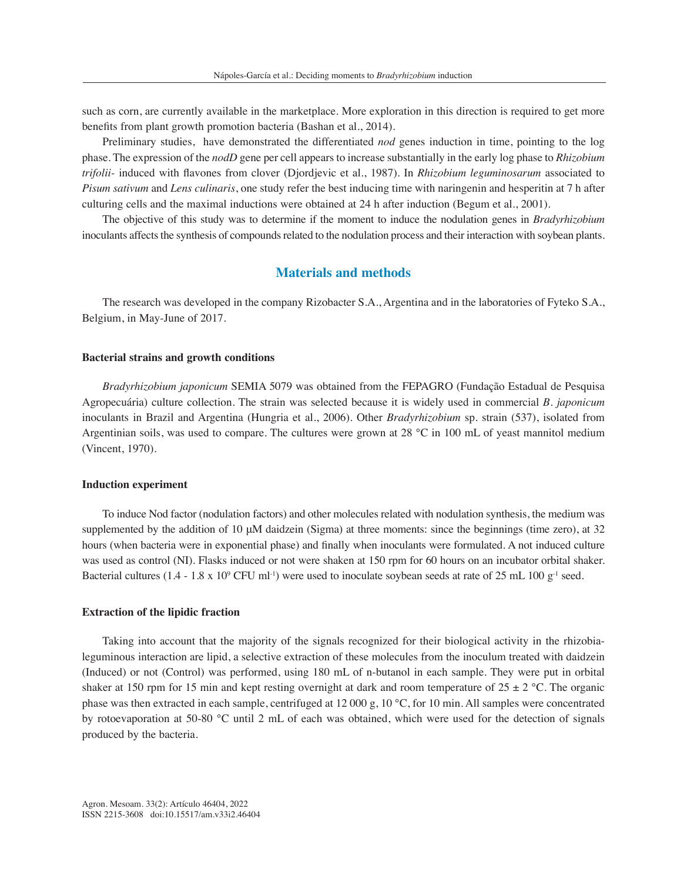such as corn, are currently available in the marketplace. More exploration in this direction is required to get more benefits from plant growth promotion bacteria (Bashan et al., 2014).

Preliminary studies, have demonstrated the differentiated *nod* genes induction in time, pointing to the log phase. The expression of the *nodD* gene per cell appears to increase substantially in the early log phase to *Rhizobium trifolii*- induced with flavones from clover (Djordjevic et al., 1987). In *Rhizobium leguminosarum* associated to *Pisum sativum* and *Lens culinaris*, one study refer the best inducing time with naringenin and hesperitin at 7 h after culturing cells and the maximal inductions were obtained at 24 h after induction (Begum et al., 2001).

The objective of this study was to determine if the moment to induce the nodulation genes in *Bradyrhizobium* inoculants affects the synthesis of compounds related to the nodulation process and their interaction with soybean plants.

## Materials and methods

The research was developed in the company Rizobacter S.A., Argentina and in the laboratories of Fyteko S.A., Belgium, in May-June of 2017.

### Bacterial strains and growth conditions

*Bradyrhizobium japonicum* SEMIA 5079 was obtained from the FEPAGRO (Fundação Estadual de Pesquisa Agropecuária) culture collection. The strain was selected because it is widely used in commercial *B. japonicum* inoculants in Brazil and Argentina (Hungria et al., 2006). Other *Bradyrhizobium* sp. strain (537), isolated from Argentinian soils, was used to compare. The cultures were grown at 28 °C in 100 mL of yeast mannitol medium (Vincent, 1970).

### Induction experiment

To induce Nod factor (nodulation factors) and other molecules related with nodulation synthesis, the medium was supplemented by the addition of 10 μM daidzein (Sigma) at three moments: since the beginnings (time zero), at 32 hours (when bacteria were in exponential phase) and finally when inoculants were formulated. A not induced culture was used as control (NI). Flasks induced or not were shaken at 150 rpm for 60 hours on an incubator orbital shaker. Bacterial cultures (1.4 - 1.8 x $10^9$ CFU $ml^{-1}$) were used to inoculate soybean seeds at rate of 25 mL 100 $g^{-1}$ seed.

### Extraction of the lipidic fraction

Taking into account that the majority of the signals recognized for their biological activity in the rhizobia-leguminous interaction are lipid, a selective extraction of these molecules from the inoculum treated with daidzein (Induced) or not (Control) was performed, using 180 mL of n-butanol in each sample. They were put in orbital shaker at 150 rpm for 15 min and kept resting overnight at dark and room temperature of 25 ± 2 °C. The organic phase was then extracted in each sample, centrifuged at 12 000 g, 10 °C, for 10 min. All samples were concentrated by rotoevaporation at 50-80 °C until 2 mL of each was obtained, which were used for the detection of signals produced by the bacteria.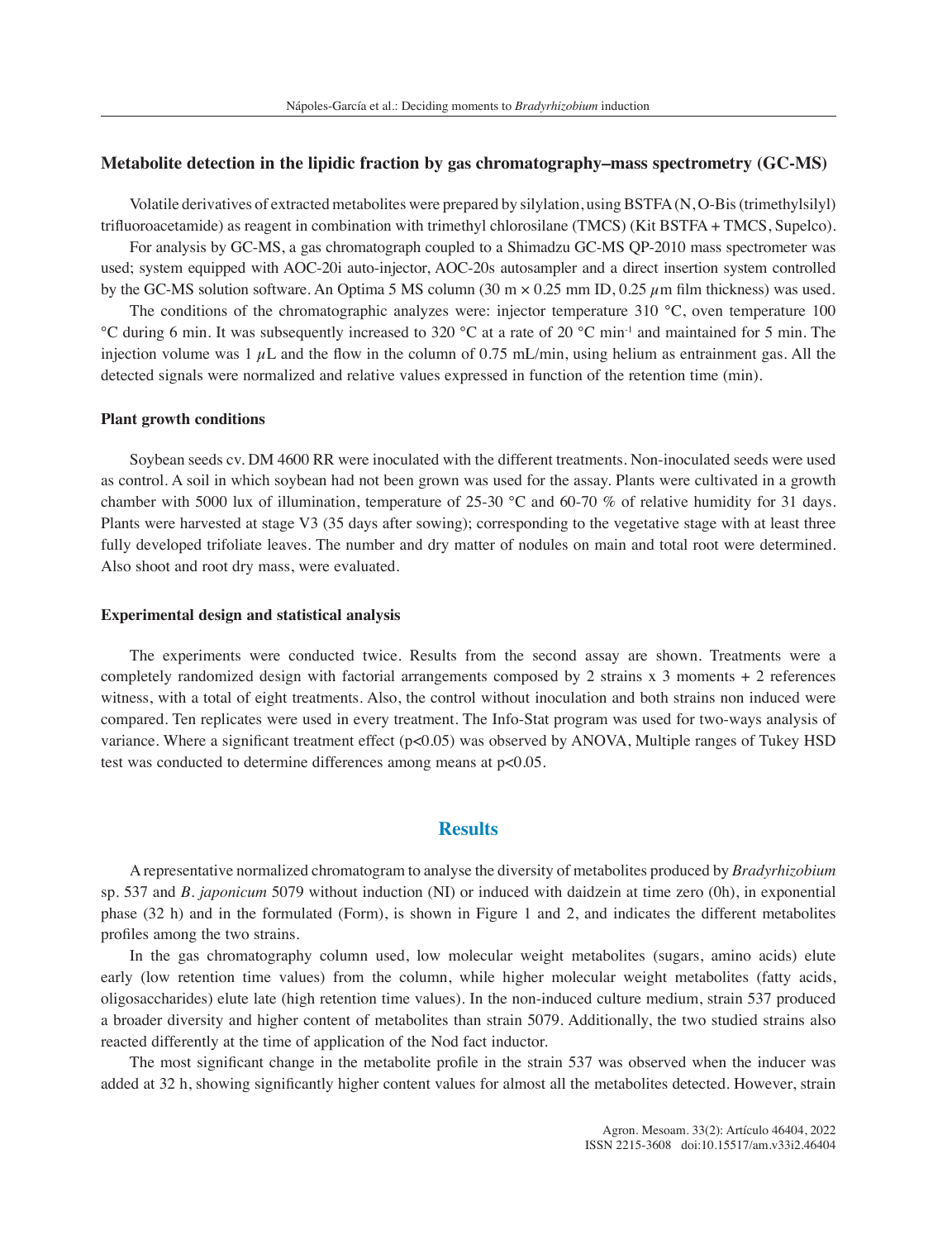### Metabolite detection in the lipidic fraction by gas chromatography–mass spectrometry (GC-MS)

Volatile derivatives of extracted metabolites were prepared by silylation, using BSTFA (N, O-Bis (trimethylsilyl) trifluoroacetamide) as reagent in combination with trimethyl chlorosilane (TMCS) (Kit BSTFA + TMCS, Supelco).

For analysis by GC-MS, a gas chromatograph coupled to a Shimadzu GC-MS QP-2010 mass spectrometer was used; system equipped with AOC-20i auto-injector, AOC-20s autosampler and a direct insertion system controlled by the GC-MS solution software. An Optima 5 MS column (30 m × 0.25 mm ID, 0.25 $\mu$m film thickness) was used.

The conditions of the chromatographic analyzes were: injector temperature 310 °C, oven temperature 100 °C during 6 min. It was subsequently increased to 320 °C at a rate of 20 °C $min^{-1}$ and maintained for 5 min. The injection volume was 1 $\mu$L and the flow in the column of 0.75 mL/min, using helium as entrainment gas. All the detected signals were normalized and relative values expressed in function of the retention time (min).

#### Plant growth conditions

Soybean seeds cv. DM 4600 RR were inoculated with the different treatments. Non-inoculated seeds were used as control. A soil in which soybean had not been grown was used for the assay. Plants were cultivated in a growth chamber with 5000 lux of illumination, temperature of 25-30 °C and 60-70 % of relative humidity for 31 days. Plants were harvested at stage V3 (35 days after sowing); corresponding to the vegetative stage with at least three fully developed trifoliate leaves. The number and dry matter of nodules on main and total root were determined. Also shoot and root dry mass, were evaluated.

#### Experimental design and statistical analysis

The experiments were conducted twice. Results from the second assay are shown. Treatments were a completely randomized design with factorial arrangements composed by 2 strains x 3 moments + 2 references witness, with a total of eight treatments. Also, the control without inoculation and both strains non induced were compared. Ten replicates were used in every treatment. The Info-Stat program was used for two-ways analysis of variance. Where a significant treatment effect ($p<0.05$) was observed by ANOVA, Multiple ranges of Tukey HSD test was conducted to determine differences among means at $p<0.05$.

## Results

A representative normalized chromatogram to analyse the diversity of metabolites produced by *Bradyrhizobium* sp. 537 and *B. japonicum* 5079 without induction (NI) or induced with daidzein at time zero (0h), in exponential phase (32 h) and in the formulated (Form), is shown in Figure 1 and 2, and indicates the different metabolites profiles among the two strains.

In the gas chromatography column used, low molecular weight metabolites (sugars, amino acids) elute early (low retention time values) from the column, while higher molecular weight metabolites (fatty acids, oligosaccharides) elute late (high retention time values). In the non-induced culture medium, strain 537 produced a broader diversity and higher content of metabolites than strain 5079. Additionally, the two studied strains also reacted differently at the time of application of the Nod fact inductor.

The most significant change in the metabolite profile in the strain 537 was observed when the inducer was added at 32 h, showing significantly higher content values for almost all the metabolites detected. However, strain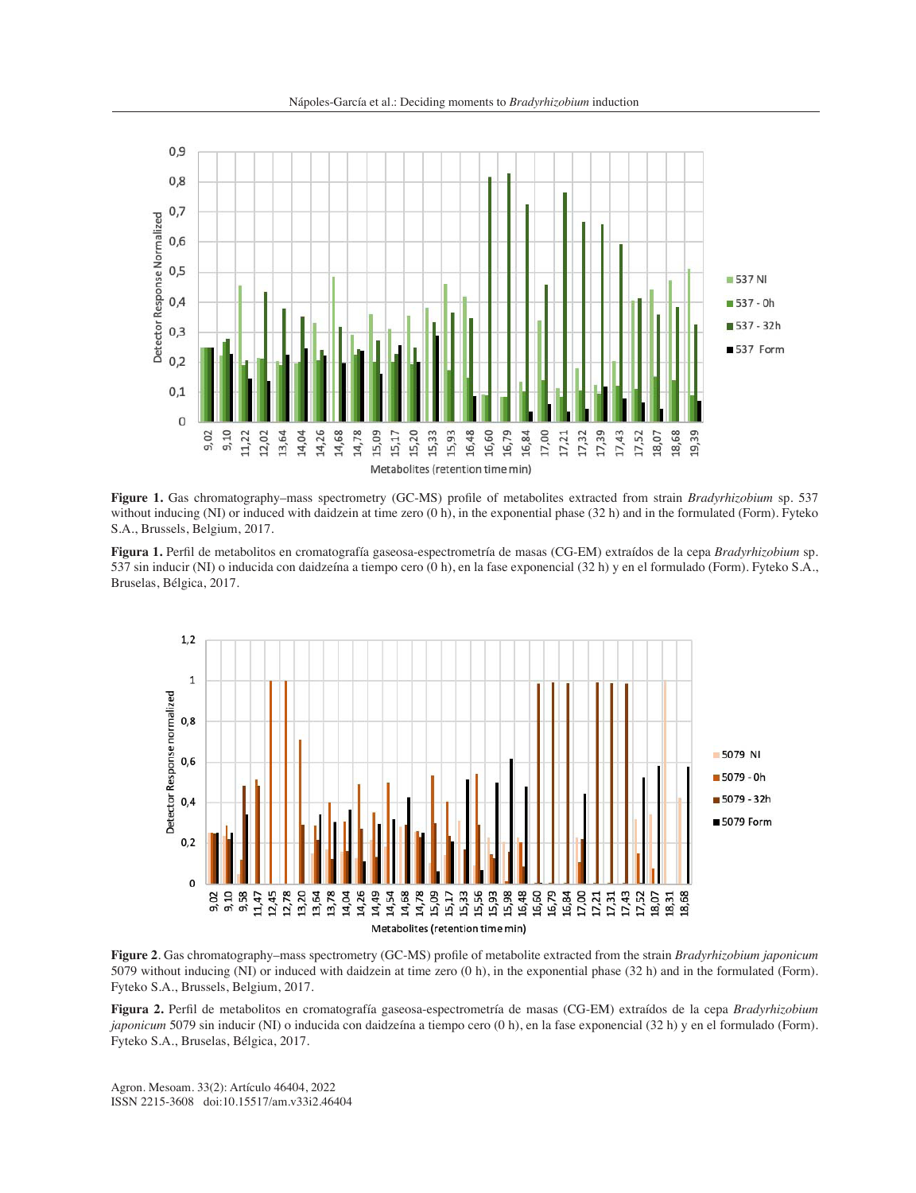**Figure 1.** Gas chromatography–mass spectrometry (GC-MS) profile of metabolites extracted from strain *Bradyrhizobium* sp. 537 without inducing (NI) or induced with daidzein at time zero (0 h), in the exponential phase (32 h) and in the formulated (Form). Fyteko S.A., Brussels, Belgium, 2017.

**Figura 1.** Perfil de metabolitos en cromatografía gaseosa-espectrometría de masas (CG-EM) extraídos de la cepa *Bradyrhizobium* sp. 537 sin inducir (NI) o inducida con daidzeína a tiempo cero (0 h), en la fase exponencial (32 h) y en el formulado (Form). Fyteko S.A., Bruselas, Bélgica, 2017.

**Figure 2**. Gas chromatography–mass spectrometry (GC-MS) profile of metabolite extracted from the strain *Bradyrhizobium japonicum* 5079 without inducing (NI) or induced with daidzein at time zero (0 h), in the exponential phase (32 h) and in the formulated (Form). Fyteko S.A., Brussels, Belgium, 2017.

**Figura 2.** Perfil de metabolitos en cromatografía gaseosa-espectrometría de masas (CG-EM) extraídos de la cepa *Bradyrhizobium japonicum* 5079 sin inducir (NI) o inducida con daidzeína a tiempo cero (0 h), en la fase exponencial (32 h) y en el formulado (Form). Fyteko S.A., Bruselas, Bélgica, 2017.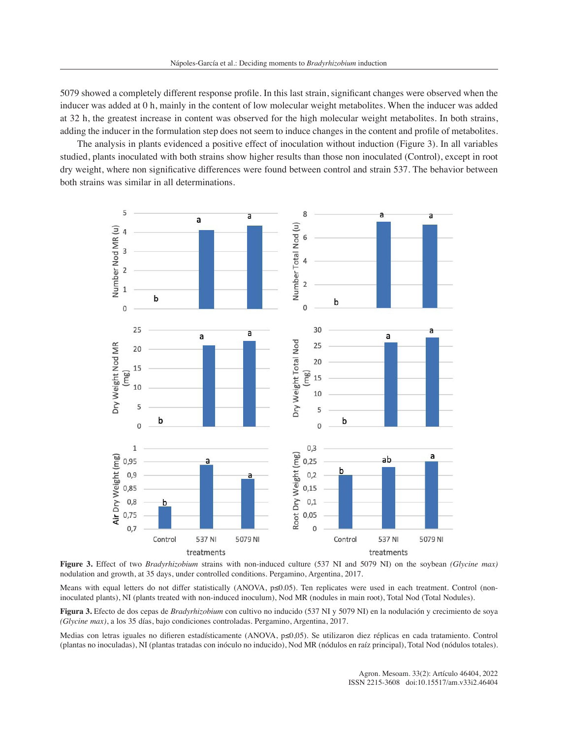5079 showed a completely different response profile. In this last strain, significant changes were observed when the inducer was added at 0 h, mainly in the content of low molecular weight metabolites. When the inducer was added at 32 h, the greatest increase in content was observed for the high molecular weight metabolites. In both strains, adding the inducer in the formulation step does not seem to induce changes in the content and profile of metabolites.

The analysis in plants evidenced a positive effect of inoculation without induction (Figure 3). In all variables studied, plants inoculated with both strains show higher results than those non inoculated (Control), except in root dry weight, where non significative differences were found between control and strain 537. The behavior between both strains was similar in all determinations.

**Figure 3.** Effect of two *Bradyrhizobium* strains with non-induced culture (537 NI and 5079 NI) on the soybean *(Glycine max)* nodulation and growth, at 35 days, under controlled conditions. Pergamino, Argentina, 2017.

Means with equal letters do not differ statistically (ANOVA, p≤0.05). Ten replicates were used in each treatment. Control (non-inoculated plants), NI (plants treated with non-induced inoculum), Nod MR (nodules in main root), Total Nod (Total Nodules).

**Figura 3.** Efecto de dos cepas de *Bradyrhizobium* con cultivo no inducido (537 NI y 5079 NI) en la nodulación y crecimiento de soya *(Glycine max)*, a los 35 días, bajo condiciones controladas. Pergamino, Argentina, 2017.

Medias con letras iguales no difieren estadísticamente (ANOVA, p≤0,05). Se utilizaron diez réplicas en cada tratamiento. Control (plantas no inoculadas), NI (plantas tratadas con inóculo no inducido), Nod MR (nódulos en raíz principal), Total Nod (nódulos totales).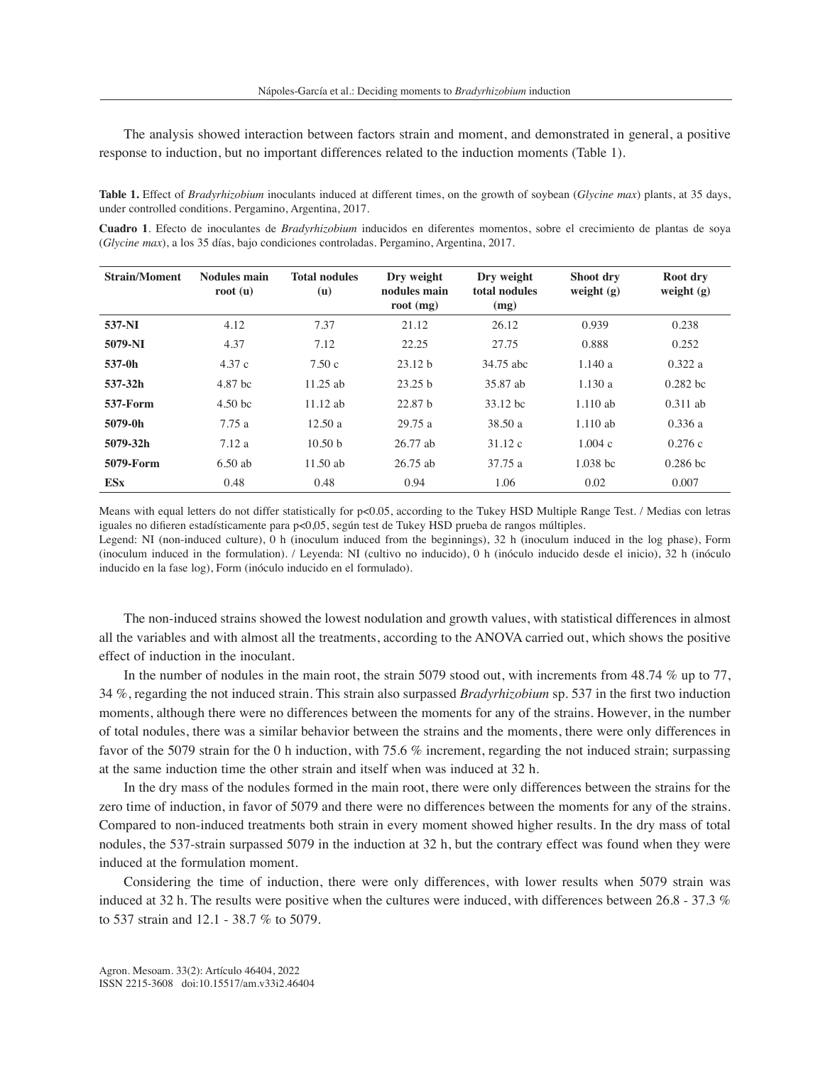The analysis showed interaction between factors strain and moment, and demonstrated in general, a positive response to induction, but no important differences related to the induction moments (Table 1).

**Table 1.** Effect of *Bradyrhizobium* inoculants induced at different times, on the growth of soybean (*Glycine max*) plants, at 35 days, under controlled conditions. Pergamino, Argentina, 2017.

**Cuadro 1**. Efecto de inoculantes de *Bradyrhizobium* inducidos en diferentes momentos, sobre el crecimiento de plantas de soya (*Glycine max*), a los 35 días, bajo condiciones controladas. Pergamino, Argentina, 2017.

| Strain/Moment | Nodules main root (u) | Total nodules (u) | Dry weight nodules main root (mg) | Dry weight total nodules (mg) | Shoot dry weight (g) | Root dry weight (g) |
|---|---|---|---|---|---|---|
| **537-NI** | 4.12 | 7.37 | 21.12 | 26.12 | 0.939 | 0.238 |
| **5079-NI** | 4.37 | 7.12 | 22.25 | 27.75 | 0.888 | 0.252 |
| **537-0h** | 4.37 c | 7.50 c | 23.12 b | 34.75 abc | 1.140 a | 0.322 a |
| **537-32h** | 4.87 bc | 11.25 ab | 23.25 b | 35.87 ab | 1.130 a | 0.282 bc |
| **537-Form** | 4.50 bc | 11.12 ab | 22.87 b | 33.12 bc | 1.110 ab | 0.311 ab |
| **5079-0h** | 7.75 a | 12.50 a | 29.75 a | 38.50 a | 1.110 ab | 0.336 a |
| **5079-32h** | 7.12 a | 10.50 b | 26.77 ab | 31.12 c | 1.004 c | 0.276 c |
| **5079-Form** | 6.50 ab | 11.50 ab | 26.75 ab | 37.75 a | 1.038 bc | 0.286 bc |
| **ESx** | 0.48 | 0.48 | 0.94 | 1.06 | 0.02 | 0.007 |

Means with equal letters do not differ statistically for $p<0.05$, according to the Tukey HSD Multiple Range Test. / Medias con letras iguales no difieren estadísticamente para $p<0,05$, según test de Tukey HSD prueba de rangos múltiples.
Legend: NI (non-induced culture), 0 h (inoculum induced from the beginnings), 32 h (inoculum induced in the log phase), Form (inoculum induced in the formulation). / Leyenda: NI (cultivo no inducido), 0 h (inóculo inducido desde el inicio), 32 h (inóculo inducido en la fase log), Form (inóculo inducido en el formulado).

The non-induced strains showed the lowest nodulation and growth values, with statistical differences in almost all the variables and with almost all the treatments, according to the ANOVA carried out, which shows the positive effect of induction in the inoculant.

In the number of nodules in the main root, the strain 5079 stood out, with increments from 48.74 % up to 77, 34 %, regarding the not induced strain. This strain also surpassed *Bradyrhizobium* sp. 537 in the first two induction moments, although there were no differences between the moments for any of the strains. However, in the number of total nodules, there was a similar behavior between the strains and the moments, there were only differences in favor of the 5079 strain for the 0 h induction, with 75.6 % increment, regarding the not induced strain; surpassing at the same induction time the other strain and itself when was induced at 32 h.

In the dry mass of the nodules formed in the main root, there were only differences between the strains for the zero time of induction, in favor of 5079 and there were no differences between the moments for any of the strains. Compared to non-induced treatments both strain in every moment showed higher results. In the dry mass of total nodules, the 537-strain surpassed 5079 in the induction at 32 h, but the contrary effect was found when they were induced at the formulation moment.

Considering the time of induction, there were only differences, with lower results when 5079 strain was induced at 32 h. The results were positive when the cultures were induced, with differences between 26.8 - 37.3 % to 537 strain and 12.1 - 38.7 % to 5079.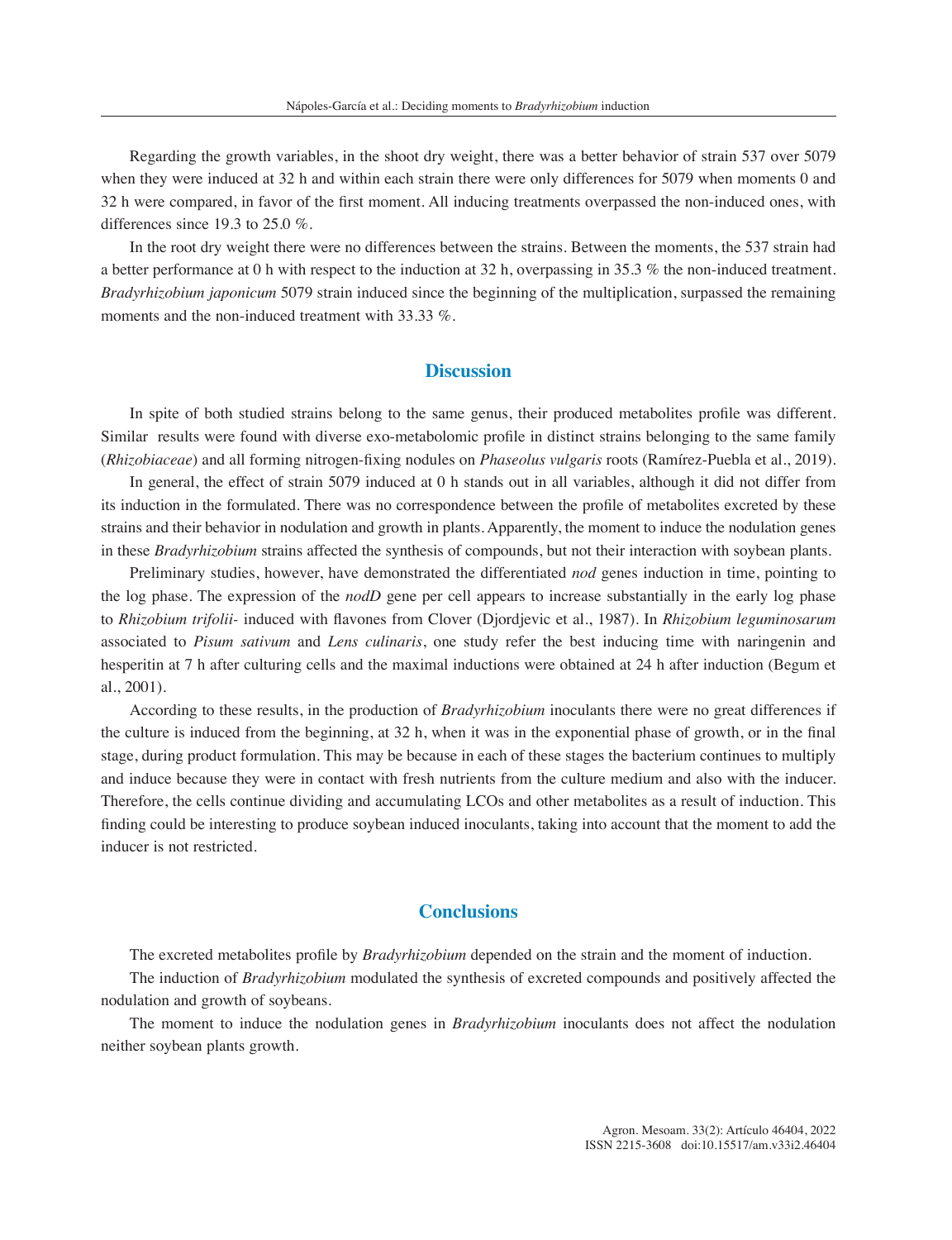Regarding the growth variables, in the shoot dry weight, there was a better behavior of strain 537 over 5079 when they were induced at 32 h and within each strain there were only differences for 5079 when moments 0 and 32 h were compared, in favor of the first moment. All inducing treatments overpassed the non-induced ones, with differences since 19.3 to 25.0 %.

In the root dry weight there were no differences between the strains. Between the moments, the 537 strain had a better performance at 0 h with respect to the induction at 32 h, overpassing in 35.3 % the non-induced treatment. *Bradyrhizobium japonicum* 5079 strain induced since the beginning of the multiplication, surpassed the remaining moments and the non-induced treatment with 33.33 %.

## Discussion

In spite of both studied strains belong to the same genus, their produced metabolites profile was different. Similar results were found with diverse exo-metabolomic profile in distinct strains belonging to the same family (*Rhizobiaceae*) and all forming nitrogen-fixing nodules on *Phaseolus vulgaris* roots (Ramírez-Puebla et al., 2019).

In general, the effect of strain 5079 induced at 0 h stands out in all variables, although it did not differ from its induction in the formulated. There was no correspondence between the profile of metabolites excreted by these strains and their behavior in nodulation and growth in plants. Apparently, the moment to induce the nodulation genes in these *Bradyrhizobium* strains affected the synthesis of compounds, but not their interaction with soybean plants.

Preliminary studies, however, have demonstrated the differentiated *nod* genes induction in time, pointing to the log phase. The expression of the *nodD* gene per cell appears to increase substantially in the early log phase to *Rhizobium trifolii-* induced with flavones from Clover (Djordjevic et al., 1987). In *Rhizobium leguminosarum* associated to *Pisum sativum* and *Lens culinaris*, one study refer the best inducing time with naringenin and hesperitin at 7 h after culturing cells and the maximal inductions were obtained at 24 h after induction (Begum et al., 2001).

According to these results, in the production of *Bradyrhizobium* inoculants there were no great differences if the culture is induced from the beginning, at 32 h, when it was in the exponential phase of growth, or in the final stage, during product formulation. This may be because in each of these stages the bacterium continues to multiply and induce because they were in contact with fresh nutrients from the culture medium and also with the inducer. Therefore, the cells continue dividing and accumulating LCOs and other metabolites as a result of induction. This finding could be interesting to produce soybean induced inoculants, taking into account that the moment to add the inducer is not restricted.

## Conclusions

The excreted metabolites profile by *Bradyrhizobium* depended on the strain and the moment of induction.

The induction of *Bradyrhizobium* modulated the synthesis of excreted compounds and positively affected the nodulation and growth of soybeans.

The moment to induce the nodulation genes in *Bradyrhizobium* inoculants does not affect the nodulation neither soybean plants growth.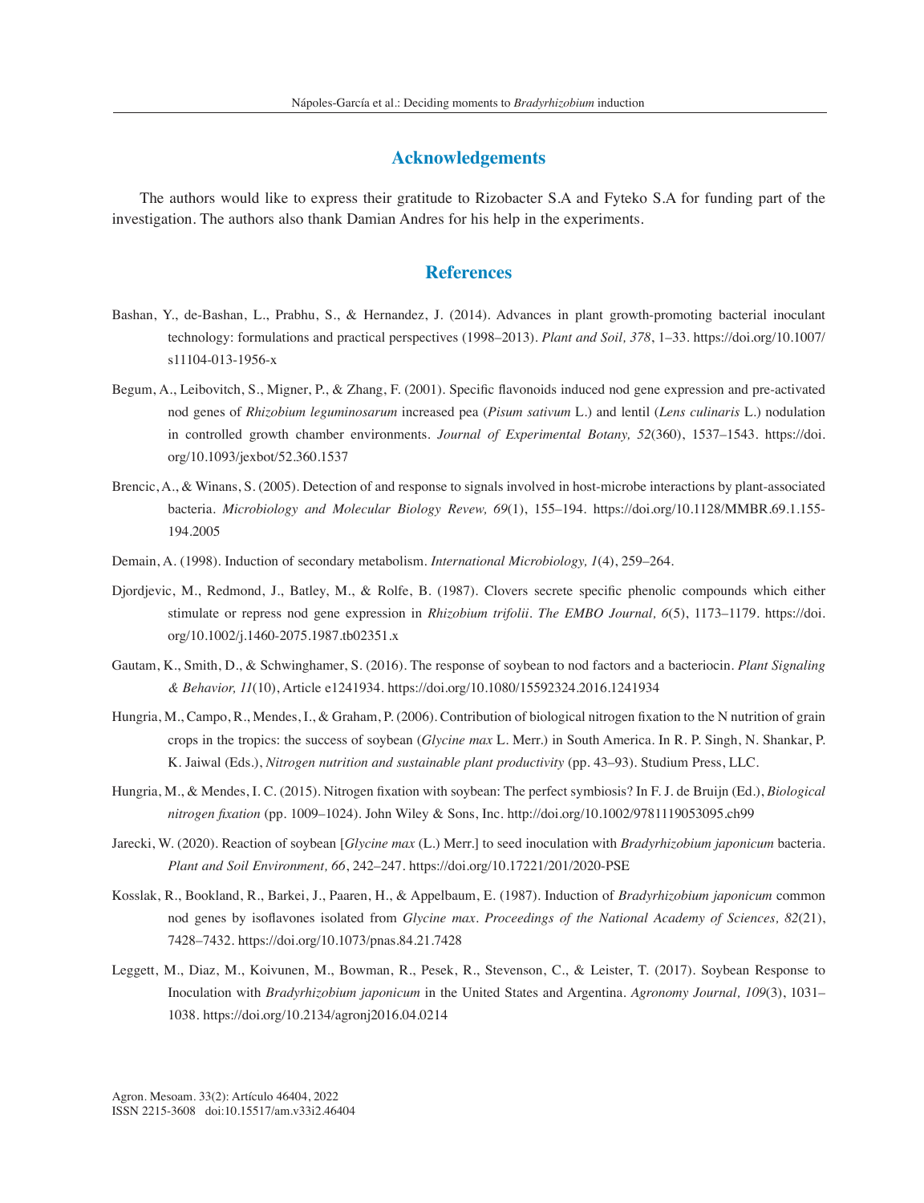## Acknowledgements

The authors would like to express their gratitude to Rizobacter S.A and Fyteko S.A for funding part of the investigation. The authors also thank Damian Andres for his help in the experiments.

## References

Bashan, Y., de-Bashan, L., Prabhu, S., & Hernandez, J. (2014). Advances in plant growth-promoting bacterial inoculant technology: formulations and practical perspectives (1998–2013). *Plant and Soil, 378*, 1–33. https://doi.org/10.1007/s11104-013-1956-x

Begum, A., Leibovitch, S., Migner, P., & Zhang, F. (2001). Specific flavonoids induced nod gene expression and pre-activated nod genes of *Rhizobium leguminosarum* increased pea (*Pisum sativum* L.) and lentil (*Lens culinaris* L.) nodulation in controlled growth chamber environments. *Journal of Experimental Botany, 52*(360), 1537–1543. https://doi.org/10.1093/jexbot/52.360.1537

Brencic, A., & Winans, S. (2005). Detection of and response to signals involved in host-microbe interactions by plant-associated bacteria. *Microbiology and Molecular Biology Revew, 69*(1), 155–194. https://doi.org/10.1128/MMBR.69.1.155-194.2005

Demain, A. (1998). Induction of secondary metabolism. *International Microbiology, 1*(4), 259–264.

Djordjevic, M., Redmond, J., Batley, M., & Rolfe, B. (1987). Clovers secrete specific phenolic compounds which either stimulate or repress nod gene expression in *Rhizobium trifolii*. *The EMBO Journal, 6*(5), 1173–1179. https://doi.org/10.1002/j.1460-2075.1987.tb02351.x

Gautam, K., Smith, D., & Schwinghamer, S. (2016). The response of soybean to nod factors and a bacteriocin. *Plant Signaling & Behavior, 11*(10), Article e1241934. https://doi.org/10.1080/15592324.2016.1241934

Hungria, M., Campo, R., Mendes, I., & Graham, P. (2006). Contribution of biological nitrogen fixation to the N nutrition of grain crops in the tropics: the success of soybean (*Glycine max* L. Merr.) in South America. In R. P. Singh, N. Shankar, P. K. Jaiwal (Eds.), *Nitrogen nutrition and sustainable plant productivity* (pp. 43–93). Studium Press, LLC.

Hungria, M., & Mendes, I. C. (2015). Nitrogen fixation with soybean: The perfect symbiosis? In F. J. de Bruijn (Ed.), *Biological nitrogen fixation* (pp. 1009–1024). John Wiley & Sons, Inc. http://doi.org/10.1002/9781119053095.ch99

Jarecki, W. (2020). Reaction of soybean [*Glycine max* (L.) Merr.] to seed inoculation with *Bradyrhizobium japonicum* bacteria. *Plant and Soil Environment, 66*, 242–247. https://doi.org/10.17221/201/2020-PSE

Kosslak, R., Bookland, R., Barkei, J., Paaren, H., & Appelbaum, E. (1987). Induction of *Bradyrhizobium japonicum* common nod genes by isoflavones isolated from *Glycine max*. *Proceedings of the National Academy of Sciences, 82*(21), 7428–7432. https://doi.org/10.1073/pnas.84.21.7428

Leggett, M., Diaz, M., Koivunen, M., Bowman, R., Pesek, R., Stevenson, C., & Leister, T. (2017). Soybean Response to Inoculation with *Bradyrhizobium japonicum* in the United States and Argentina. *Agronomy Journal, 109*(3), 1031–1038. https://doi.org/10.2134/agronj2016.04.0214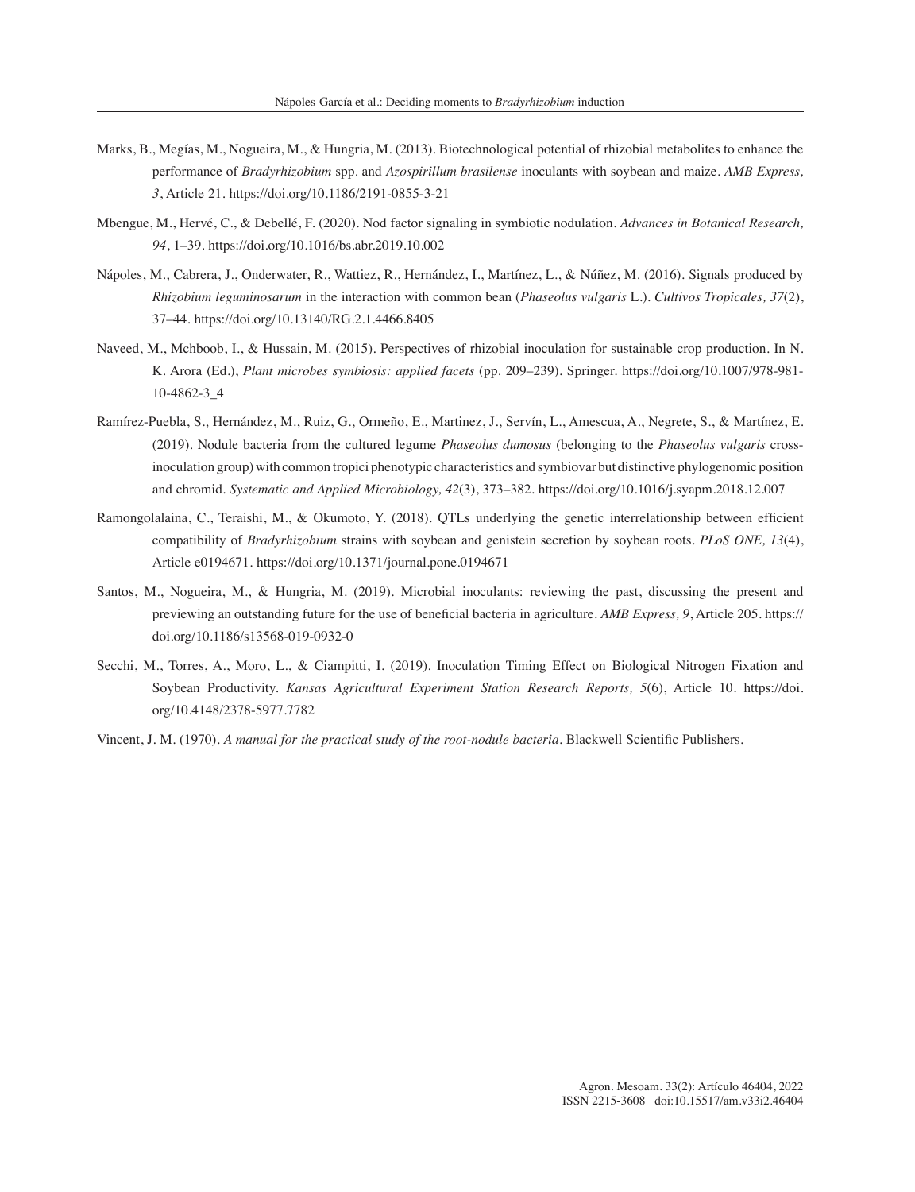Marks, B., Megías, M., Nogueira, M., & Hungria, M. (2013). Biotechnological potential of rhizobial metabolites to enhance the performance of *Bradyrhizobium* spp. and *Azospirillum brasilense* inoculants with soybean and maize. *AMB Express, 3*, Article 21. https://doi.org/10.1186/2191-0855-3-21

Mbengue, M., Hervé, C., & Debellé, F. (2020). Nod factor signaling in symbiotic nodulation. *Advances in Botanical Research, 94*, 1–39. https://doi.org/10.1016/bs.abr.2019.10.002

Nápoles, M., Cabrera, J., Onderwater, R., Wattiez, R., Hernández, I., Martínez, L., & Núñez, M. (2016). Signals produced by *Rhizobium leguminosarum* in the interaction with common bean (*Phaseolus vulgaris* L.). *Cultivos Tropicales, 37*(2), 37–44. https://doi.org/10.13140/RG.2.1.4466.8405

Naveed, M., Mchboob, I., & Hussain, M. (2015). Perspectives of rhizobial inoculation for sustainable crop production. In N. K. Arora (Ed.), *Plant microbes symbiosis: applied facets* (pp. 209–239). Springer. https://doi.org/10.1007/978-981-10-4862-3_4

Ramírez-Puebla, S., Hernández, M., Ruiz, G., Ormeño, E., Martinez, J., Servín, L., Amescua, A., Negrete, S., & Martínez, E. (2019). Nodule bacteria from the cultured legume *Phaseolus dumosus* (belonging to the *Phaseolus vulgaris* cross-inoculation group) with common tropici phenotypic characteristics and symbiovar but distinctive phylogenomic position and chromid. *Systematic and Applied Microbiology, 42*(3), 373–382. https://doi.org/10.1016/j.syapm.2018.12.007

Ramongolalaina, C., Teraishi, M., & Okumoto, Y. (2018). QTLs underlying the genetic interrelationship between efficient compatibility of *Bradyrhizobium* strains with soybean and genistein secretion by soybean roots. *PLoS ONE, 13*(4), Article e0194671. https://doi.org/10.1371/journal.pone.0194671

Santos, M., Nogueira, M., & Hungria, M. (2019). Microbial inoculants: reviewing the past, discussing the present and previewing an outstanding future for the use of beneficial bacteria in agriculture. *AMB Express, 9*, Article 205. https://doi.org/10.1186/s13568-019-0932-0

Secchi, M., Torres, A., Moro, L., & Ciampitti, I. (2019). Inoculation Timing Effect on Biological Nitrogen Fixation and Soybean Productivity. *Kansas Agricultural Experiment Station Research Reports, 5*(6), Article 10. https://doi.org/10.4148/2378-5977.7782

Vincent, J. M. (1970). *A manual for the practical study of the root-nodule bacteria*. Blackwell Scientific Publishers.